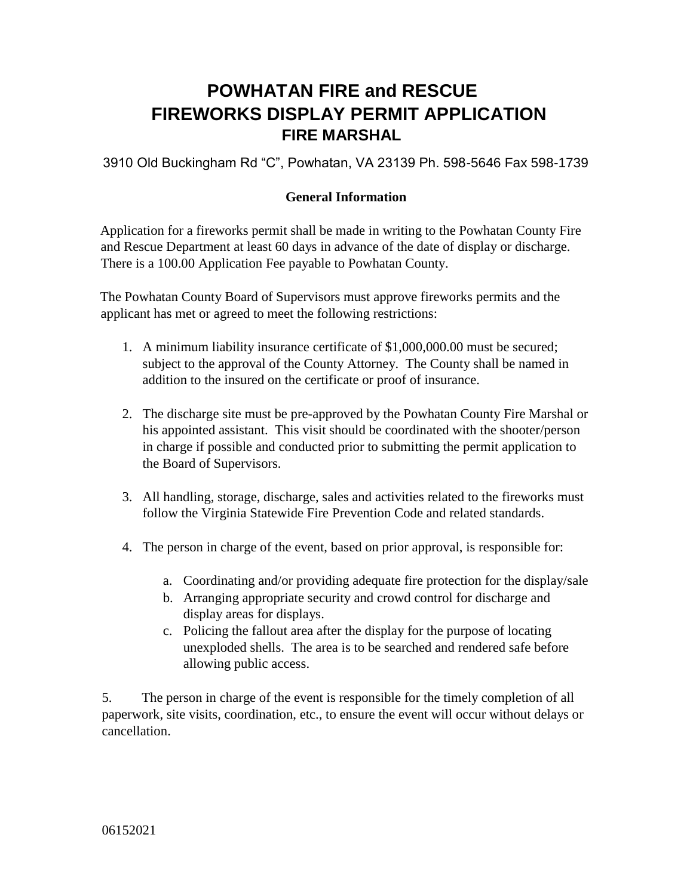# POWHATAN FIRE and RESCUE
# FIREWORKS DISPLAY PERMIT APPLICATION
## FIRE MARSHAL

3910 Old Buckingham Rd "C", Powhatan, VA 23139 Ph. 598-5646 Fax 598-1739

### General Information

Application for a fireworks permit shall be made in writing to the Powhatan County Fire and Rescue Department at least 60 days in advance of the date of display or discharge. There is a 100.00 Application Fee payable to Powhatan County.

The Powhatan County Board of Supervisors must approve fireworks permits and the applicant has met or agreed to meet the following restrictions:

1. A minimum liability insurance certificate of $1,000,000.00 must be secured; subject to the approval of the County Attorney. The County shall be named in addition to the insured on the certificate or proof of insurance.

2. The discharge site must be pre-approved by the Powhatan County Fire Marshal or his appointed assistant. This visit should be coordinated with the shooter/person in charge if possible and conducted prior to submitting the permit application to the Board of Supervisors.

3. All handling, storage, discharge, sales and activities related to the fireworks must follow the Virginia Statewide Fire Prevention Code and related standards.

4. The person in charge of the event, based on prior approval, is responsible for:

   a. Coordinating and/or providing adequate fire protection for the display/sale
   b. Arranging appropriate security and crowd control for discharge and display areas for displays.
   c. Policing the fallout area after the display for the purpose of locating unexploded shells. The area is to be searched and rendered safe before allowing public access.

5. The person in charge of the event is responsible for the timely completion of all paperwork, site visits, coordination, etc., to ensure the event will occur without delays or cancellation.

06152021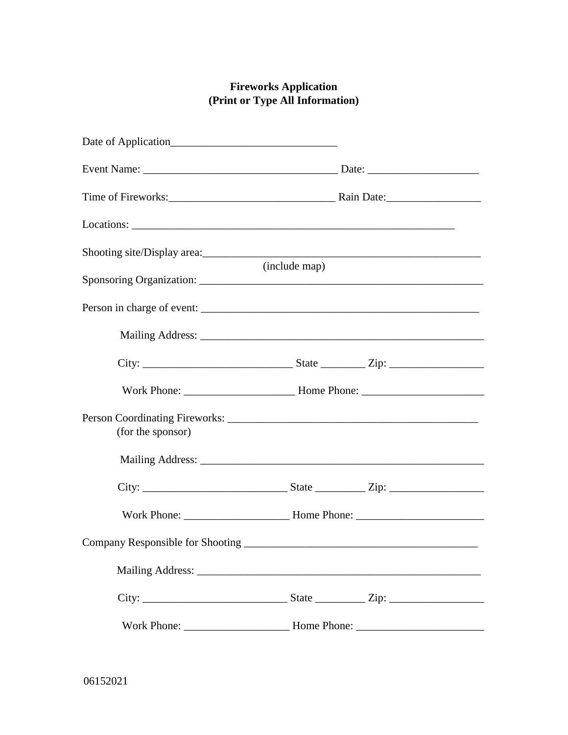**Fireworks Application**
**(Print or Type All Information)**

Date of Application_____________________________

Event Name: __________________________________ Date: ____________________

Time of Fireworks:_____________________________ Rain Date:_________________

Locations: ___________________________________________________________

Shooting site/Display area:_________________________________________________
(include map)

Sponsoring Organization: __________________________________________________

Person in charge of event: _________________________________________________

Mailing Address: ___________________________________________________

City: ___________________________ State ________ Zip: _________________

Work Phone: ____________________ Home Phone: ______________________

Person Coordinating Fireworks: _____________________________________________
(for the sponsor)

Mailing Address: ___________________________________________________

City: __________________________ State _________ Zip: _________________

Work Phone: ___________________ Home Phone: _______________________

Company Responsible for Shooting __________________________________________

Mailing Address: ___________________________________________________

City: __________________________ State _________ Zip: _________________

Work Phone: ___________________ Home Phone: _______________________

06152021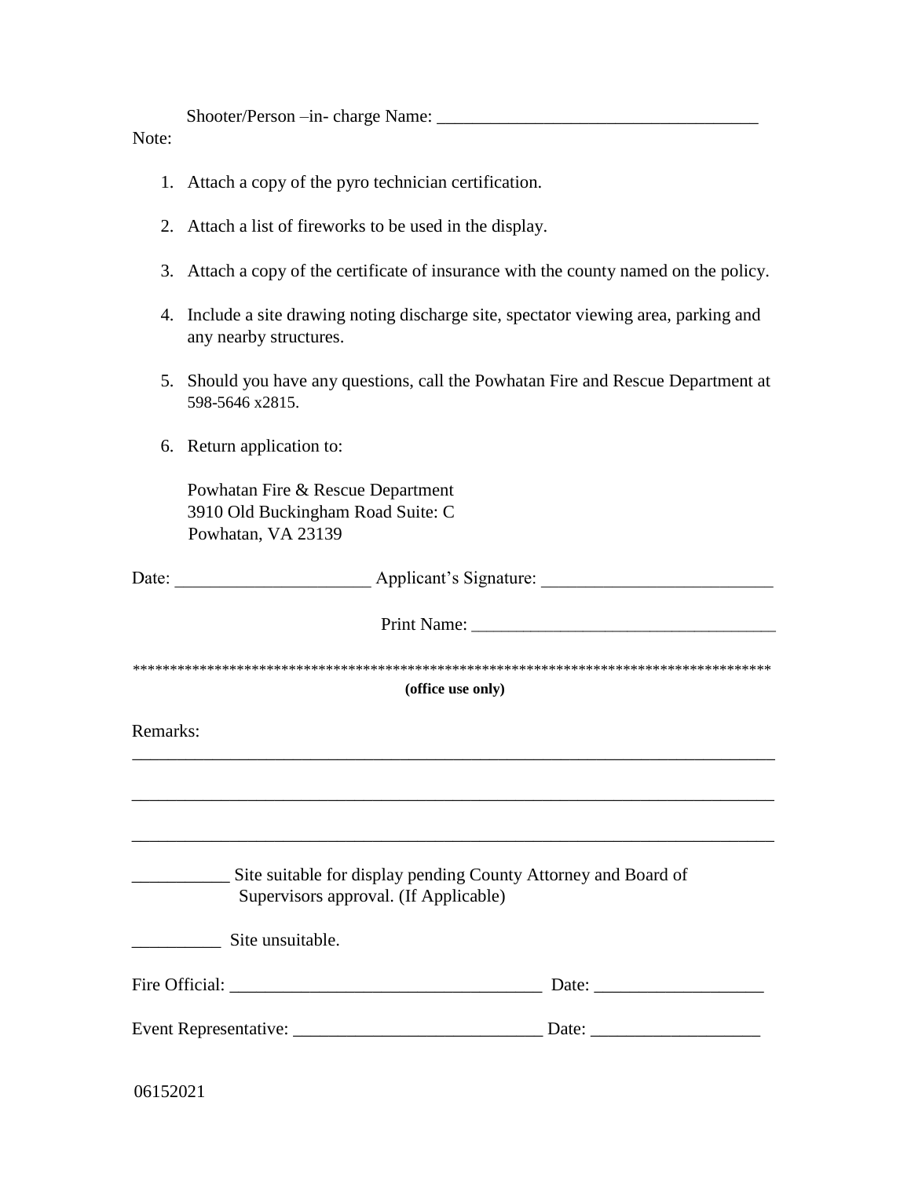Shooter/Person –in- charge Name: ____________________________________

Note:

1. Attach a copy of the pyro technician certification.

2. Attach a list of fireworks to be used in the display.

3. Attach a copy of the certificate of insurance with the county named on the policy.

4. Include a site drawing noting discharge site, spectator viewing area, parking and any nearby structures.

5. Should you have any questions, call the Powhatan Fire and Rescue Department at 598-5646 x2815.

6. Return application to:

   Powhatan Fire & Rescue Department
   3910 Old Buckingham Road Suite: C
   Powhatan, VA 23139

Date: _____________________ Applicant's Signature: _________________________

Print Name: __________________________________

*****************************************************************************************

**(office use only)**

Remarks:

___________________________________________________________________________

___________________________________________________________________________

___________________________________________________________________________

___________ Site suitable for display pending County Attorney and Board of Supervisors approval. (If Applicable)

__________ Site unsuitable.

Fire Official: ___________________________________ Date: ___________________

Event Representative: ____________________________ Date: ___________________

06152021